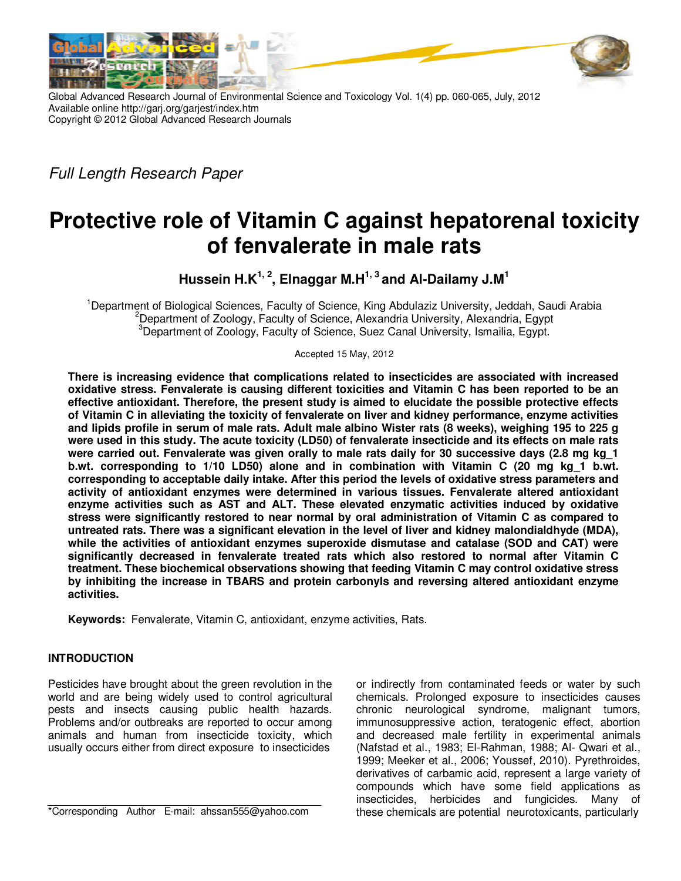Global Advanced Research Journal of Environmental Science and Toxicology Vol. 1(4) pp. 060-065, July, 2012
Available online http://garj.org/garjest/index.htm
Copyright © 2012 Global Advanced Research Journals

*Full Length Research Paper*

# Protective role of Vitamin C against hepatorenal toxicity of fenvalerate in male rats

**Hussein H.K[1, 2], Elnaggar M.H[1, 3] and Al-Dailamy J.M[1]**

[1]Department of Biological Sciences, Faculty of Science, King Abdulaziz University, Jeddah, Saudi Arabia
[2]Department of Zoology, Faculty of Science, Alexandria University, Alexandria, Egypt
[3]Department of Zoology, Faculty of Science, Suez Canal University, Ismailia, Egypt.

Accepted 15 May, 2012

**There is increasing evidence that complications related to insecticides are associated with increased oxidative stress. Fenvalerate is causing different toxicities and Vitamin C has been reported to be an effective antioxidant. Therefore, the present study is aimed to elucidate the possible protective effects of Vitamin C in alleviating the toxicity of fenvalerate on liver and kidney performance, enzyme activities and lipids profile in serum of male rats. Adult male albino Wister rats (8 weeks), weighing 195 to 225 g were used in this study. The acute toxicity (LD50) of fenvalerate insecticide and its effects on male rats were carried out. Fenvalerate was given orally to male rats daily for 30 successive days (2.8 mg kg_1 b.wt. corresponding to 1/10 LD50) alone and in combination with Vitamin C (20 mg kg_1 b.wt. corresponding to acceptable daily intake. After this period the levels of oxidative stress parameters and activity of antioxidant enzymes were determined in various tissues. Fenvalerate altered antioxidant enzyme activities such as AST and ALT. These elevated enzymatic activities induced by oxidative stress were significantly restored to near normal by oral administration of Vitamin C as compared to untreated rats. There was a significant elevation in the level of liver and kidney malondialdhyde (MDA), while the activities of antioxidant enzymes superoxide dismutase and catalase (SOD and CAT) were significantly decreased in fenvalerate treated rats which also restored to normal after Vitamin C treatment. These biochemical observations showing that feeding Vitamin C may control oxidative stress by inhibiting the increase in TBARS and protein carbonyls and reversing altered antioxidant enzyme activities.**

**Keywords:** Fenvalerate, Vitamin C, antioxidant, enzyme activities, Rats.

## INTRODUCTION

Pesticides have brought about the green revolution in the world and are being widely used to control agricultural pests and insects causing public health hazards. Problems and/or outbreaks are reported to occur among animals and human from insecticide toxicity, which usually occurs either from direct exposure to insecticides or indirectly from contaminated feeds or water by such chemicals. Prolonged exposure to insecticides causes chronic neurological syndrome, malignant tumors, immunosuppressive action, teratogenic effect, abortion and decreased male fertility in experimental animals (Nafstad et al., 1983; El-Rahman, 1988; Al- Qwari et al., 1999; Meeker et al., 2006; Youssef, 2010). Pyrethroides, derivatives of carbamic acid, represent a large variety of compounds which have some field applications as insecticides, herbicides and fungicides. Many of these chemicals are potential neurotoxicants, particularly

*Corresponding Author E-mail: ahssan555@yahoo.com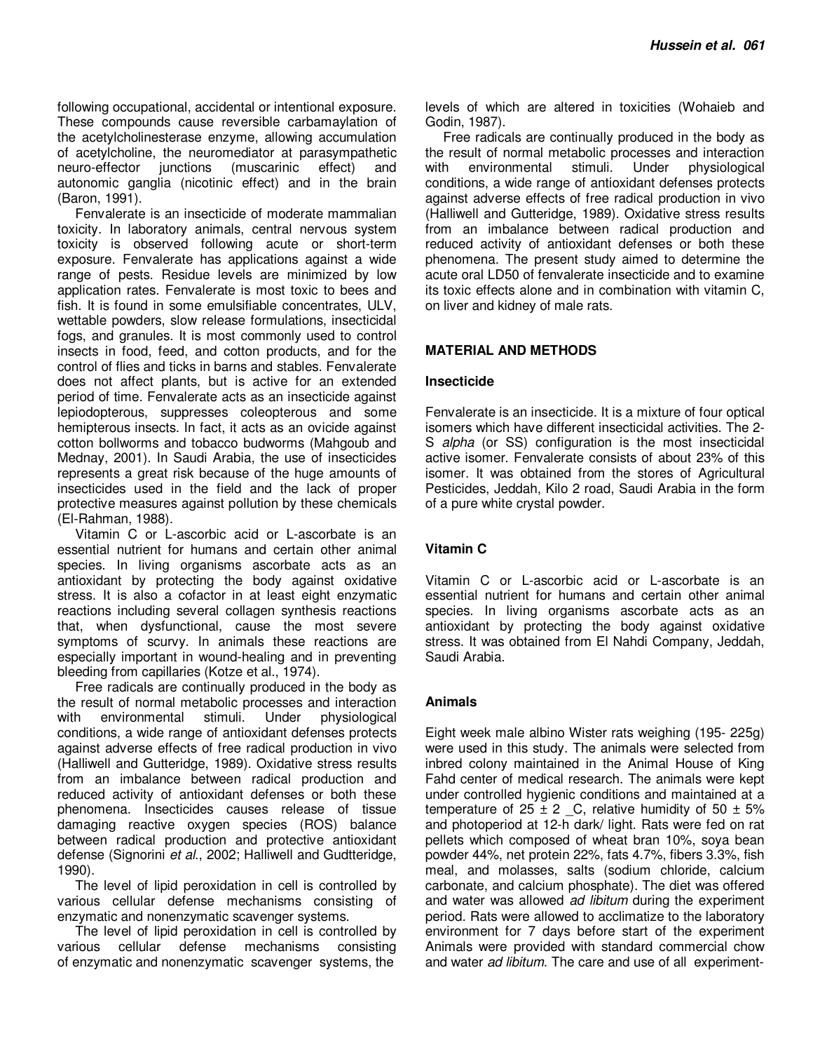following occupational, accidental or intentional exposure. These compounds cause reversible carbamaylation of the acetylcholinesterase enzyme, allowing accumulation of acetylcholine, the neuromediator at parasympathetic neuro-effector junctions (muscarinic effect) and autonomic ganglia (nicotinic effect) and in the brain (Baron, 1991).

Fenvalerate is an insecticide of moderate mammalian toxicity. In laboratory animals, central nervous system toxicity is observed following acute or short-term exposure. Fenvalerate has applications against a wide range of pests. Residue levels are minimized by low application rates. Fenvalerate is most toxic to bees and fish. It is found in some emulsifiable concentrates, ULV, wettable powders, slow release formulations, insecticidal fogs, and granules. It is most commonly used to control insects in food, feed, and cotton products, and for the control of flies and ticks in barns and stables. Fenvalerate does not affect plants, but is active for an extended period of time. Fenvalerate acts as an insecticide against lepiodopterous, suppresses coleopterous and some hemipterous insects. In fact, it acts as an ovicide against cotton bollworms and tobacco budworms (Mahgoub and Mednay, 2001). In Saudi Arabia, the use of insecticides represents a great risk because of the huge amounts of insecticides used in the field and the lack of proper protective measures against pollution by these chemicals (El-Rahman, 1988).

Vitamin C or L-ascorbic acid or L-ascorbate is an essential nutrient for humans and certain other animal species. In living organisms ascorbate acts as an antioxidant by protecting the body against oxidative stress. It is also a cofactor in at least eight enzymatic reactions including several collagen synthesis reactions that, when dysfunctional, cause the most severe symptoms of scurvy. In animals these reactions are especially important in wound-healing and in preventing bleeding from capillaries (Kotze et al., 1974).

Free radicals are continually produced in the body as the result of normal metabolic processes and interaction with environmental stimuli. Under physiological conditions, a wide range of antioxidant defenses protects against adverse effects of free radical production in vivo (Halliwell and Gutteridge, 1989). Oxidative stress results from an imbalance between radical production and reduced activity of antioxidant defenses or both these phenomena. Insecticides causes release of tissue damaging reactive oxygen species (ROS) balance between radical production and protective antioxidant defense (Signorini *et al.*, 2002; Halliwell and Gudtteridge, 1990).

The level of lipid peroxidation in cell is controlled by various cellular defense mechanisms consisting of enzymatic and nonenzymatic scavenger systems.

The level of lipid peroxidation in cell is controlled by various cellular defense mechanisms consisting of enzymatic and nonenzymatic scavenger systems, the levels of which are altered in toxicities (Wohaieb and Godin, 1987).

Free radicals are continually produced in the body as the result of normal metabolic processes and interaction with environmental stimuli. Under physiological conditions, a wide range of antioxidant defenses protects against adverse effects of free radical production in vivo (Halliwell and Gutteridge, 1989). Oxidative stress results from an imbalance between radical production and reduced activity of antioxidant defenses or both these phenomena. The present study aimed to determine the acute oral LD50 of fenvalerate insecticide and to examine its toxic effects alone and in combination with vitamin C, on liver and kidney of male rats.

## MATERIAL AND METHODS

### Insecticide

Fenvalerate is an insecticide. It is a mixture of four optical isomers which have different insecticidal activities. The 2-S *alpha* (or SS) configuration is the most insecticidal active isomer. Fenvalerate consists of about 23% of this isomer. It was obtained from the stores of Agricultural Pesticides, Jeddah, Kilo 2 road, Saudi Arabia in the form of a pure white crystal powder.

### Vitamin C

Vitamin C or L-ascorbic acid or L-ascorbate is an essential nutrient for humans and certain other animal species. In living organisms ascorbate acts as an antioxidant by protecting the body against oxidative stress. It was obtained from El Nahdi Company, Jeddah, Saudi Arabia.

### Animals

Eight week male albino Wister rats weighing (195- 225g) were used in this study. The animals were selected from inbred colony maintained in the Animal House of King Fahd center of medical research. The animals were kept under controlled hygienic conditions and maintained at a temperature of 25 ± 2 _C, relative humidity of 50 ± 5% and photoperiod at 12-h dark/ light. Rats were fed on rat pellets which composed of wheat bran 10%, soya bean powder 44%, net protein 22%, fats 4.7%, fibers 3.3%, fish meal, and molasses, salts (sodium chloride, calcium carbonate, and calcium phosphate). The diet was offered and water was allowed *ad libitum* during the experiment period. Rats were allowed to acclimatize to the laboratory environment for 7 days before start of the experiment Animals were provided with standard commercial chow and water *ad libitum*. The care and use of all experiment-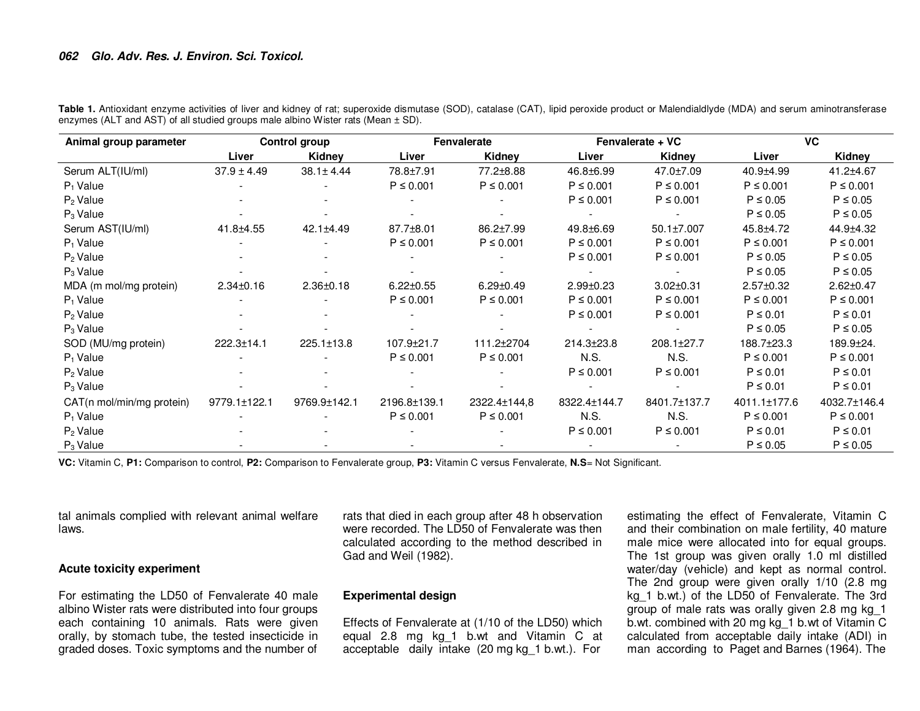**Table 1.** Antioxidant enzyme activities of liver and kidney of rat; superoxide dismutase (SOD), catalase (CAT), lipid peroxide product or Malendialdlyde (MDA) and serum aminotransferase enzymes (ALT and AST) of all studied groups male albino Wister rats (Mean ± SD).

| Animal group parameter | Control group | | Fenvalerate | | Fenvalerate + VC | | VC | |
|---|---|---|---|---|---|---|---|---|
| | Liver | Kidney | Liver | Kidney | Liver | Kidney | Liver | Kidney |
| Serum ALT(IU/ml) | 37.9 ± 4.49 | 38.1± 4.44 | 78.8±7.91 | 77.2±8.88 | 46.8±6.99 | 47.0±7.09 | 40.9±4.99 | 41.2±4.67 |
| $P_1$ Value | - | - | P ≤ 0.001 | P ≤ 0.001 | P ≤ 0.001 | P ≤ 0.001 | P ≤ 0.001 | P ≤ 0.001 |
| $P_2$ Value | - | - | - | - | P ≤ 0.001 | P ≤ 0.001 | P ≤ 0.05 | P ≤ 0.05 |
| $P_3$ Value | - | - | - | - | - | - | P ≤ 0.05 | P ≤ 0.05 |
| Serum AST(IU/ml) | 41.8±4.55 | 42.1±4.49 | 87.7±8.01 | 86.2±7.99 | 49.8±6.69 | 50.1±7.007 | 45.8±4.72 | 44.9±4.32 |
| $P_1$ Value | - | - | P ≤ 0.001 | P ≤ 0.001 | P ≤ 0.001 | P ≤ 0.001 | P ≤ 0.001 | P ≤ 0.001 |
| $P_2$ Value | - | - | - | - | P ≤ 0.001 | P ≤ 0.001 | P ≤ 0.05 | P ≤ 0.05 |
| $P_3$ Value | - | - | - | - | - | - | P ≤ 0.05 | P ≤ 0.05 |
| MDA (m mol/mg protein) | 2.34±0.16 | 2.36±0.18 | 6.22±0.55 | 6.29±0.49 | 2.99±0.23 | 3.02±0.31 | 2.57±0.32 | 2.62±0.47 |
| $P_1$ Value | - | - | P ≤ 0.001 | P ≤ 0.001 | P ≤ 0.001 | P ≤ 0.001 | P ≤ 0.001 | P ≤ 0.001 |
| $P_2$ Value | - | - | - | - | P ≤ 0.001 | P ≤ 0.001 | P ≤ 0.01 | P ≤ 0.01 |
| $P_3$ Value | - | - | - | - | - | - | P ≤ 0.05 | P ≤ 0.05 |
| SOD (MU/mg protein) | 222.3±14.1 | 225.1±13.8 | 107.9±21.7 | 111.2±2704 | 214.3±23.8 | 208.1±27.7 | 188.7±23.3 | 189.9±24. |
| $P_1$ Value | - | - | P ≤ 0.001 | P ≤ 0.001 | N.S. | N.S. | P ≤ 0.001 | P ≤ 0.001 |
| $P_2$ Value | - | - | - | - | P ≤ 0.001 | P ≤ 0.001 | P ≤ 0.01 | P ≤ 0.01 |
| $P_3$ Value | - | - | - | - | - | - | P ≤ 0.01 | P ≤ 0.01 |
| CAT(n mol/min/mg protein) | 9779.1±122.1 | 9769.9±142.1 | 2196.8±139.1 | 2322.4±144,8 | 8322.4±144.7 | 8401.7±137.7 | 4011.1±177.6 | 4032.7±146.4 |
| $P_1$ Value | - | - | P ≤ 0.001 | P ≤ 0.001 | N.S. | N.S. | P ≤ 0.001 | P ≤ 0.001 |
| $P_2$ Value | - | - | - | - | P ≤ 0.001 | P ≤ 0.001 | P ≤ 0.01 | P ≤ 0.01 |
| $P_3$ Value | - | - | - | - | - | - | P ≤ 0.05 | P ≤ 0.05 |

**VC:** Vitamin C, **P1:** Comparison to control, **P2:** Comparison to Fenvalerate group, **P3:** Vitamin C versus Fenvalerate, **N.S**= Not Significant.

tal animals complied with relevant animal welfare laws.

### Acute toxicity experiment

For estimating the LD50 of Fenvalerate 40 male albino Wister rats were distributed into four groups each containing 10 animals. Rats were given orally, by stomach tube, the tested insecticide in graded doses. Toxic symptoms and the number of rats that died in each group after 48 h observation were recorded. The LD50 of Fenvalerate was then calculated according to the method described in Gad and Weil (1982).

### Experimental design

Effects of Fenvalerate at (1/10 of the LD50) which equal 2.8 mg kg_1 b.wt and Vitamin C at acceptable daily intake (20 mg kg_1 b.wt.). For estimating the effect of Fenvalerate, Vitamin C and their combination on male fertility, 40 mature male mice were allocated into for equal groups. The 1st group was given orally 1.0 ml distilled water/day (vehicle) and kept as normal control. The 2nd group were given orally 1/10 (2.8 mg kg_1 b.wt.) of the LD50 of Fenvalerate. The 3rd group of male rats was orally given 2.8 mg kg_1 b.wt. combined with 20 mg kg_1 b.wt of Vitamin C calculated from acceptable daily intake (ADI) in man according to Paget and Barnes (1964). The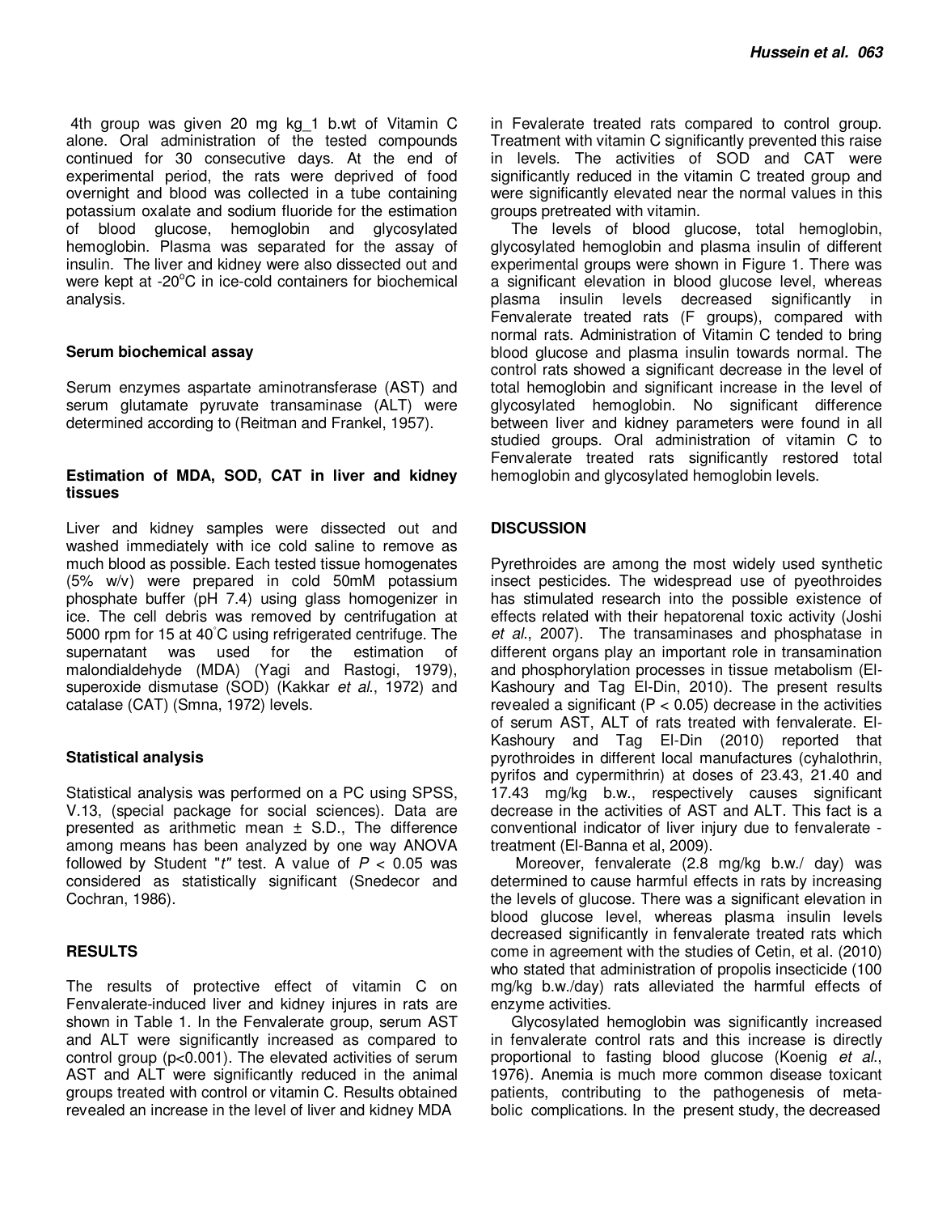4th group was given 20 mg kg_1 b.wt of Vitamin C alone. Oral administration of the tested compounds continued for 30 consecutive days. At the end of experimental period, the rats were deprived of food overnight and blood was collected in a tube containing potassium oxalate and sodium fluoride for the estimation of blood glucose, hemoglobin and glycosylated hemoglobin. Plasma was separated for the assay of insulin. The liver and kidney were also dissected out and were kept at -20°C in ice-cold containers for biochemical analysis.

### Serum biochemical assay

Serum enzymes aspartate aminotransferase (AST) and serum glutamate pyruvate transaminase (ALT) were determined according to (Reitman and Frankel, 1957).

### Estimation of MDA, SOD, CAT in liver and kidney tissues

Liver and kidney samples were dissected out and washed immediately with ice cold saline to remove as much blood as possible. Each tested tissue homogenates (5% w/v) were prepared in cold 50mM potassium phosphate buffer (pH 7.4) using glass homogenizer in ice. The cell debris was removed by centrifugation at 5000 rpm for 15 at 40°C using refrigerated centrifuge. The supernatant was used for the estimation of malondialdehyde (MDA) (Yagi and Rastogi, 1979), superoxide dismutase (SOD) (Kakkar *et al*., 1972) and catalase (CAT) (Smna, 1972) levels.

### Statistical analysis

Statistical analysis was performed on a PC using SPSS, V.13, (special package for social sciences). Data are presented as arithmetic mean ± S.D., The difference among means has been analyzed by one way ANOVA followed by Student "*t*" test. A value of $P < 0.05$ was considered as statistically significant (Snedecor and Cochran, 1986).

## RESULTS

The results of protective effect of vitamin C on Fenvalerate-induced liver and kidney injures in rats are shown in Table 1. In the Fenvalerate group, serum AST and ALT were significantly increased as compared to control group ($p<0.001$). The elevated activities of serum AST and ALT were significantly reduced in the animal groups treated with control or vitamin C. Results obtained revealed an increase in the level of liver and kidney MDA in Fevalerate treated rats compared to control group. Treatment with vitamin C significantly prevented this raise in levels. The activities of SOD and CAT were significantly reduced in the vitamin C treated group and were significantly elevated near the normal values in this groups pretreated with vitamin.

The levels of blood glucose, total hemoglobin, glycosylated hemoglobin and plasma insulin of different experimental groups were shown in Figure 1. There was a significant elevation in blood glucose level, whereas plasma insulin levels decreased significantly in Fenvalerate treated rats (F groups), compared with normal rats. Administration of Vitamin C tended to bring blood glucose and plasma insulin towards normal. The control rats showed a significant decrease in the level of total hemoglobin and significant increase in the level of glycosylated hemoglobin. No significant difference between liver and kidney parameters were found in all studied groups. Oral administration of vitamin C to Fenvalerate treated rats significantly restored total hemoglobin and glycosylated hemoglobin levels.

## DISCUSSION

Pyrethroides are among the most widely used synthetic insect pesticides. The widespread use of pyeothroides has stimulated research into the possible existence of effects related with their hepatorenal toxic activity (Joshi *et al*., 2007). The transaminases and phosphatase in different organs play an important role in transamination and phosphorylation processes in tissue metabolism (El-Kashoury and Tag El-Din, 2010). The present results revealed a significant ($P < 0.05$) decrease in the activities of serum AST, ALT of rats treated with fenvalerate. El-Kashoury and Tag El-Din (2010) reported that pyrothroides in different local manufactures (cyhalothrin, pyrifos and cypermithrin) at doses of 23.43, 21.40 and 17.43 mg/kg b.w., respectively causes significant decrease in the activities of AST and ALT. This fact is a conventional indicator of liver injury due to fenvalerate - treatment (El-Banna et al, 2009).

Moreover, fenvalerate (2.8 mg/kg b.w./ day) was determined to cause harmful effects in rats by increasing the levels of glucose. There was a significant elevation in blood glucose level, whereas plasma insulin levels decreased significantly in fenvalerate treated rats which come in agreement with the studies of Cetin, et al. (2010) who stated that administration of propolis insecticide (100 mg/kg b.w./day) rats alleviated the harmful effects of enzyme activities.

Glycosylated hemoglobin was significantly increased in fenvalerate control rats and this increase is directly proportional to fasting blood glucose (Koenig *et al*., 1976). Anemia is much more common disease toxicant patients, contributing to the pathogenesis of metabolic complications. In the present study, the decreased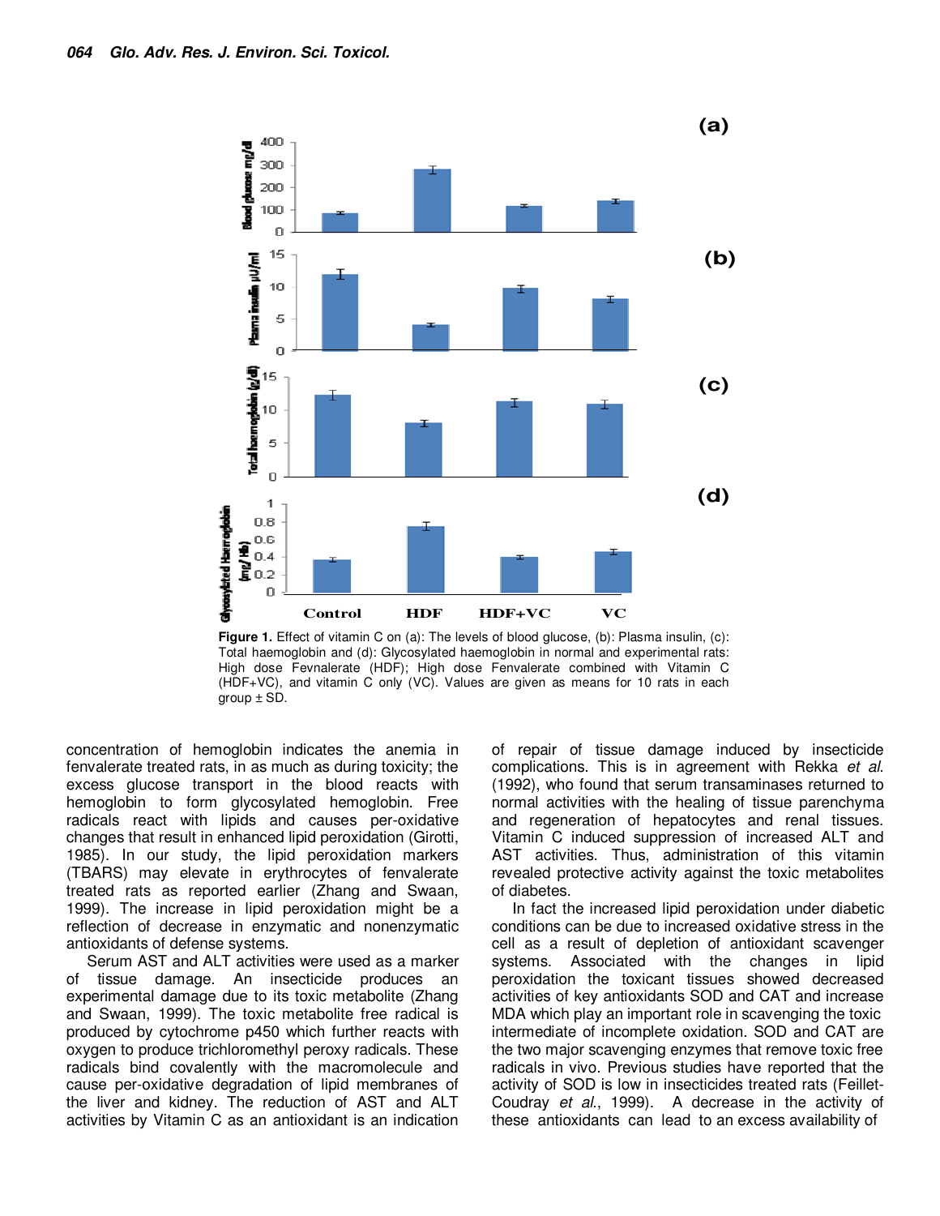Figure 1. Effect of vitamin C on (a): The levels of blood glucose, (b): Plasma insulin, (c): Total haemoglobin and (d): Glycosylated haemoglobin in normal and experimental rats: High dose Fevnalerate (HDF); High dose Fenvalerate combined with Vitamin C (HDF+VC), and vitamin C only (VC). Values are given as means for 10 rats in each group ± SD.

concentration of hemoglobin indicates the anemia in fenvalerate treated rats, in as much as during toxicity; the excess glucose transport in the blood reacts with hemoglobin to form glycosylated hemoglobin. Free radicals react with lipids and causes per-oxidative changes that result in enhanced lipid peroxidation (Girotti, 1985). In our study, the lipid peroxidation markers (TBARS) may elevate in erythrocytes of fenvalerate treated rats as reported earlier (Zhang and Swaan, 1999). The increase in lipid peroxidation might be a reflection of decrease in enzymatic and nonenzymatic antioxidants of defense systems.

Serum AST and ALT activities were used as a marker of tissue damage. An insecticide produces an experimental damage due to its toxic metabolite (Zhang and Swaan, 1999). The toxic metabolite free radical is produced by cytochrome p450 which further reacts with oxygen to produce trichloromethyl peroxy radicals. These radicals bind covalently with the macromolecule and cause per-oxidative degradation of lipid membranes of the liver and kidney. The reduction of AST and ALT activities by Vitamin C as an antioxidant is an indication of repair of tissue damage induced by insecticide complications. This is in agreement with Rekka *et al.* (1992), who found that serum transaminases returned to normal activities with the healing of tissue parenchyma and regeneration of hepatocytes and renal tissues. Vitamin C induced suppression of increased ALT and AST activities. Thus, administration of this vitamin revealed protective activity against the toxic metabolites of diabetes.

In fact the increased lipid peroxidation under diabetic conditions can be due to increased oxidative stress in the cell as a result of depletion of antioxidant scavenger systems. Associated with the changes in lipid peroxidation the toxicant tissues showed decreased activities of key antioxidants SOD and CAT and increase MDA which play an important role in scavenging the toxic intermediate of incomplete oxidation. SOD and CAT are the two major scavenging enzymes that remove toxic free radicals in vivo. Previous studies have reported that the activity of SOD is low in insecticides treated rats (Feillet-Coudray *et al.*, 1999). A decrease in the activity of these antioxidants can lead to an excess availability of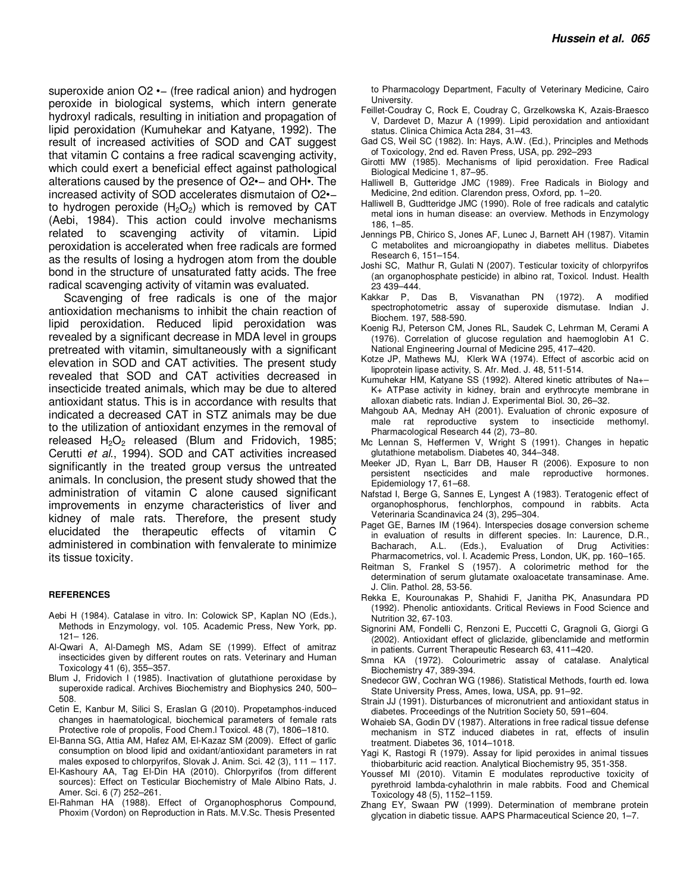superoxide anion O2 •− (free radical anion) and hydrogen peroxide in biological systems, which intern generate hydroxyl radicals, resulting in initiation and propagation of lipid peroxidation (Kumuhekar and Katyane, 1992). The result of increased activities of SOD and CAT suggest that vitamin C contains a free radical scavenging activity, which could exert a beneficial effect against pathological alterations caused by the presence of O2•− and OH•. The increased activity of SOD accelerates dismutaion of O2•− to hydrogen peroxide ($H_2O_2$) which is removed by CAT (Aebi, 1984). This action could involve mechanisms related to scavenging activity of vitamin. Lipid peroxidation is accelerated when free radicals are formed as the results of losing a hydrogen atom from the double bond in the structure of unsaturated fatty acids. The free radical scavenging activity of vitamin was evaluated.

Scavenging of free radicals is one of the major antioxidation mechanisms to inhibit the chain reaction of lipid peroxidation. Reduced lipid peroxidation was revealed by a significant decrease in MDA level in groups pretreated with vitamin, simultaneously with a significant elevation in SOD and CAT activities. The present study revealed that SOD and CAT activities decreased in insecticide treated animals, which may be due to altered antioxidant status. This is in accordance with results that indicated a decreased CAT in STZ animals may be due to the utilization of antioxidant enzymes in the removal of released $H_2O_2$ released (Blum and Fridovich, 1985; Cerutti *et al*., 1994). SOD and CAT activities increased significantly in the treated group versus the untreated animals. In conclusion, the present study showed that the administration of vitamin C alone caused significant improvements in enzyme characteristics of liver and kidney of male rats. Therefore, the present study elucidated the therapeutic effects of vitamin C administered in combination with fenvalerate to minimize its tissue toxicity.

## REFERENCES

Aebi H (1984). Catalase in vitro. In: Colowick SP, Kaplan NO (Eds.), Methods in Enzymology, vol. 105. Academic Press, New York, pp. 121– 126.

Al-Qwari A, Al-Damegh MS, Adam SE (1999). Effect of amitraz insecticides given by different routes on rats. Veterinary and Human Toxicology 41 (6), 355–357.

Blum J, Fridovich I (1985). Inactivation of glutathione peroxidase by superoxide radical. Archives Biochemistry and Biophysics 240, 500–508.

Cetin E, Kanbur M, Silici S, Eraslan G (2010). Propetamphos-induced changes in haematological, biochemical parameters of female rats Protective role of propolis, Food Chem.l Toxicol. 48 (7), 1806–1810.

El-Banna SG, Attia AM, Hafez AM, El-Kazaz SM (2009). Effect of garlic consumption on blood lipid and oxidant/antioxidant parameters in rat males exposed to chlorpyrifos, Slovak J. Anim. Sci. 42 (3), 111 – 117.

El-Kashoury AA, Tag El-Din HA (2010). Chlorpyrifos (from different sources): Effect on Testicular Biochemistry of Male Albino Rats, J. Amer. Sci. 6 (7) 252–261.

El-Rahman HA (1988). Effect of Organophosphorus Compound, Phoxim (Vordon) on Reproduction in Rats. M.V.Sc. Thesis Presented to Pharmacology Department, Faculty of Veterinary Medicine, Cairo University.

Feillet-Coudray C, Rock E, Coudray C, Grzelkowska K, Azais-Braesco V, Dardevet D, Mazur A (1999). Lipid peroxidation and antioxidant status. Clinica Chimica Acta 284, 31–43.

Gad CS, Weil SC (1982). In: Hays, A.W. (Ed.), Principles and Methods of Toxicology, 2nd ed. Raven Press, USA, pp. 292–293

Girotti MW (1985). Mechanisms of lipid peroxidation. Free Radical Biological Medicine 1, 87–95.

Halliwell B, Gutteridge JMC (1989). Free Radicals in Biology and Medicine, 2nd edition. Clarendon press, Oxford, pp. 1–20.

Halliwell B, Gudtteridge JMC (1990). Role of free radicals and catalytic metal ions in human disease: an overview. Methods in Enzymology 186, 1–85.

Jennings PB, Chirico S, Jones AF, Lunec J, Barnett AH (1987). Vitamin C metabolites and microangiopathy in diabetes mellitus. Diabetes Research 6, 151–154.

Joshi SC, Mathur R, Gulati N (2007). Testicular toxicity of chlorpyrifos (an organophosphate pesticide) in albino rat, Toxicol. Indust. Health 23 439–444.

Kakkar P, Das B, Visvanathan PN (1972). A modified spectrophotometric assay of superoxide dismutase. Indian J. Biochem. 197, 588-590.

Koenig RJ, Peterson CM, Jones RL, Saudek C, Lehrman M, Cerami A (1976). Correlation of glucose regulation and haemoglobin A1 C. National Engineering Journal of Medicine 295, 417–420.

Kotze JP, Mathews MJ, Klerk WA (1974). Effect of ascorbic acid on lipoprotein lipase activity, S. Afr. Med. J. 48, 511-514.

Kumuhekar HM, Katyane SS (1992). Altered kinetic attributes of Na+–K+ ATPase activity in kidney, brain and erythrocyte membrane in alloxan diabetic rats. Indian J. Experimental Biol. 30, 26–32.

Mahgoub AA, Mednay AH (2001). Evaluation of chronic exposure of male rat reproductive system to insecticide methomyl. Pharmacological Research 44 (2), 73–80.

Mc Lennan S, Heffermen V, Wright S (1991). Changes in hepatic glutathione metabolism. Diabetes 40, 344–348.

Meeker JD, Ryan L, Barr DB, Hauser R (2006). Exposure to non persistent nsecticides and male reproductive hormones. Epidemiology 17, 61–68.

Nafstad I, Berge G, Sannes E, Lyngest A (1983). Teratogenic effect of organophosphorus, fenchlorphos, compound in rabbits. Acta Veterinaria Scandinavica 24 (3), 295–304.

Paget GE, Barnes IM (1964). Interspecies dosage conversion scheme in evaluation of results in different species. In: Laurence, D.R., Bacharach, A.L. (Eds.), Evaluation of Drug Activities: Pharmacometrics, vol. I. Academic Press, London, UK, pp. 160–165.

Reitman S, Frankel S (1957). A colorimetric method for the determination of serum glutamate oxaloacetate transaminase. Ame. J. Clin. Pathol. 28, 53-56.

Rekka E, Kourounakas P, Shahidi F, Janitha PK, Anasundara PD (1992). Phenolic antioxidants. Critical Reviews in Food Science and Nutrition 32, 67-103.

Signorini AM, Fondelli C, Renzoni E, Puccetti C, Gragnoli G, Giorgi G (2002). Antioxidant effect of gliclazide, glibenclamide and metformin in patients. Current Therapeutic Research 63, 411–420.

Smna KA (1972). Colourimetric assay of catalase. Analytical Biochemistry 47, 389-394.

Snedecor GW, Cochran WG (1986). Statistical Methods, fourth ed. Iowa State University Press, Ames, Iowa, USA, pp. 91–92.

Strain JJ (1991). Disturbances of micronutrient and antioxidant status in diabetes. Proceedings of the Nutrition Society 50, 591–604.

Wohaieb SA, Godin DV (1987). Alterations in free radical tissue defense mechanism in STZ induced diabetes in rat, effects of insulin treatment. Diabetes 36, 1014–1018.

Yagi K, Rastogi R (1979). Assay for lipid peroxides in animal tissues thiobarbituric acid reaction. Analytical Biochemistry 95, 351-358.

Youssef MI (2010). Vitamin E modulates reproductive toxicity of pyrethroid lambda-cyhalothrin in male rabbits. Food and Chemical Toxicology 48 (5), 1152–1159.

Zhang EY, Swaan PW (1999). Determination of membrane protein glycation in diabetic tissue. AAPS Pharmaceutical Science 20, 1–7.